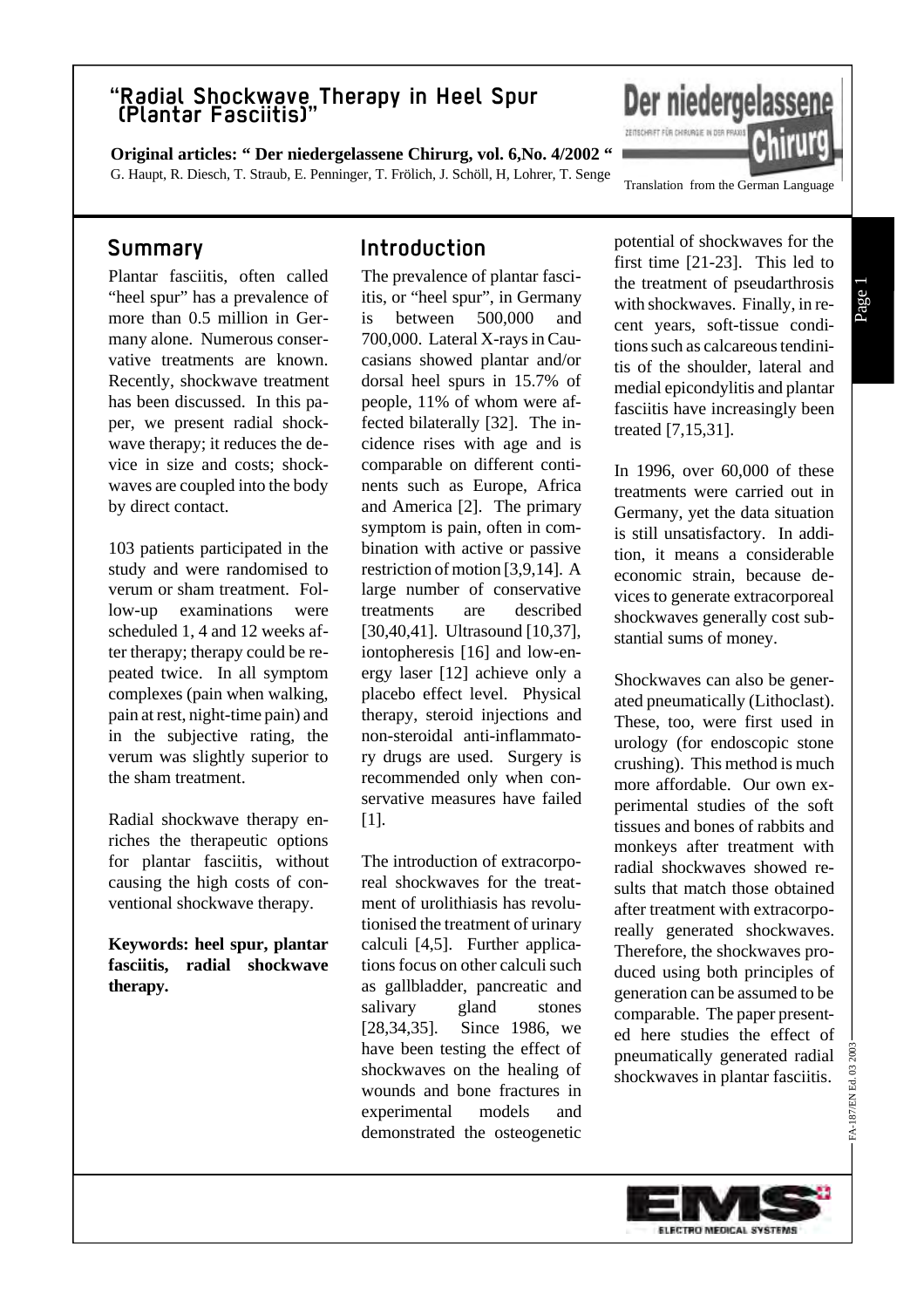# "Radial Shockwave Therapy in Heel Spur (Plantar Fasciitis)"

**Original articles: " Der niedergelassene Chirurg, vol. 6,No. 4/2002 "**

G. Haupt, R. Diesch, T. Straub, E. Penninger, T. Frölich, J. Schöll, H, Lohrer, T. Senge

Translation from the German Language

## Summary

Plantar fasciitis, often called "heel spur" has a prevalence of more than 0.5 million in Germany alone. Numerous conservative treatments are known. Recently, shockwave treatment has been discussed. In this paper, we present radial shockwave therapy; it reduces the device in size and costs; shockwaves are coupled into the body by direct contact.

103 patients participated in the study and were randomised to verum or sham treatment. Follow-up examinations were scheduled 1, 4 and 12 weeks after therapy; therapy could be repeated twice. In all symptom complexes (pain when walking, pain at rest, night-time pain) and in the subjective rating, the verum was slightly superior to the sham treatment.

Radial shockwave therapy enriches the therapeutic options for plantar fasciitis, without causing the high costs of conventional shockwave therapy.

**Keywords: heel spur, plantar fasciitis, radial shockwave therapy.**

## Introduction

The prevalence of plantar fasciitis, or "heel spur", in Germany is between 500,000 and 700,000. Lateral X-rays in Caucasians showed plantar and/or dorsal heel spurs in 15.7% of people, 11% of whom were affected bilaterally [32]. The incidence rises with age and is comparable on different continents such as Europe, Africa and America [2]. The primary symptom is pain, often in combination with active or passive restriction of motion [3,9,14]. A large number of conservative treatments are described [30,40,41]. Ultrasound [10,37], iontopheresis [16] and low-energy laser [12] achieve only a placebo effect level. Physical therapy, steroid injections and non-steroidal anti-inflammatory drugs are used. Surgery is recommended only when conservative measures have failed [1].

The introduction of extracorporeal shockwaves for the treatment of urolithiasis has revolutionised the treatment of urinary calculi [4,5]. Further applications focus on other calculi such as gallbladder, pancreatic and salivary gland stones [28,34,35]. Since 1986, we have been testing the effect of shockwaves on the healing of wounds and bone fractures in experimental models and demonstrated the osteogenetic potential of shockwaves for the first time [21-23]. This led to the treatment of pseudarthrosis with shockwaves. Finally, in recent years, soft-tissue conditions such as calcareous tendinitis of the shoulder, lateral and medial epicondylitis and plantar fasciitis have increasingly been treated [7,15,31].

In 1996, over 60,000 of these treatments were carried out in Germany, yet the data situation is still unsatisfactory. In addition, it means a considerable economic strain, because devices to generate extracorporeal shockwaves generally cost substantial sums of money.

Shockwaves can also be generated pneumatically (Lithoclast). These, too, were first used in urology (for endoscopic stone crushing). This method is much more affordable. Our own experimental studies of the soft tissues and bones of rabbits and monkeys after treatment with radial shockwaves showed results that match those obtained after treatment with extracorporeally generated shockwaves. Therefore, the shockwaves produced using both principles of generation can be assumed to be comparable. The paper presented here studies the effect of pneumatically generated radial shockwaves in plantar fasciitis.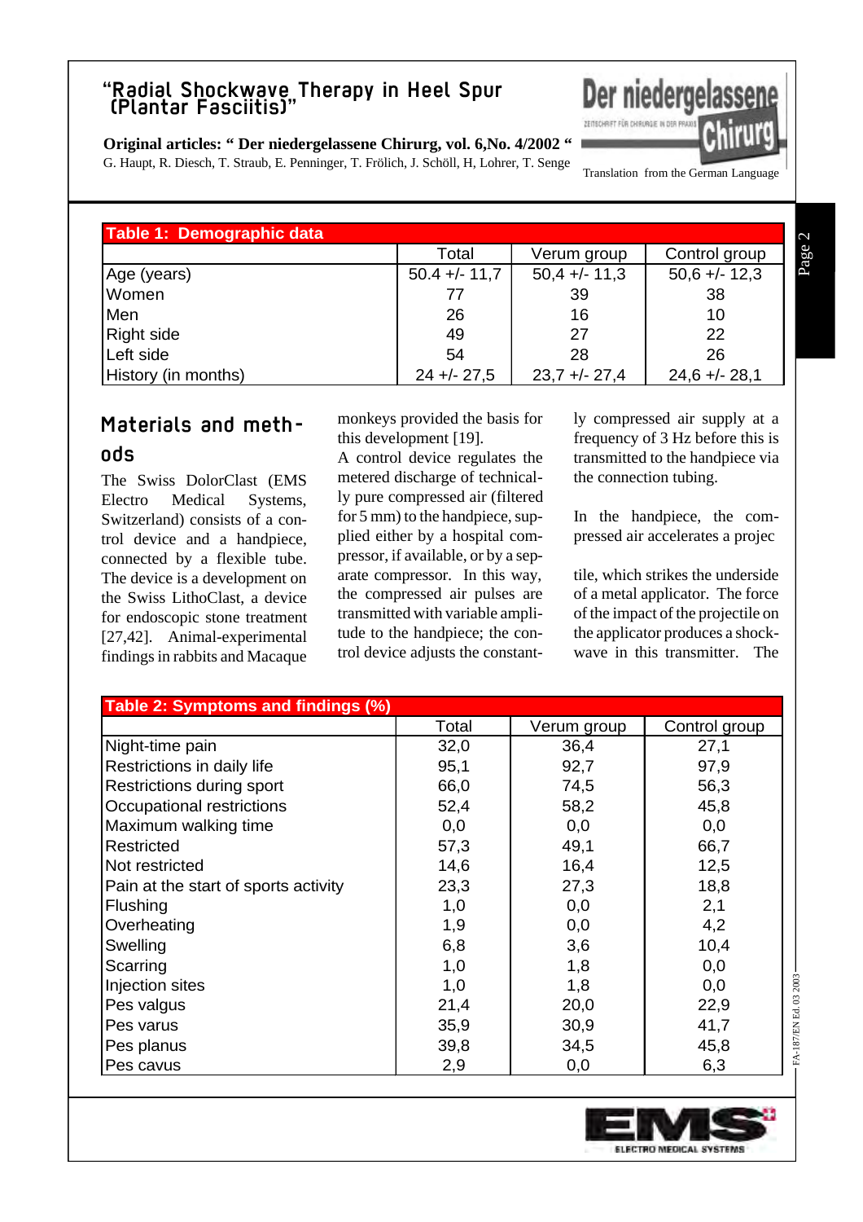| Table 1: Demographic data | | | |
|---|---|---|---|
| | Total | Verum group | Control group |
| Age (years) | 50.4 +/- 11,7 | 50,4 +/- 11,3 | 50,6 +/- 12,3 |
| Women | 77 | 39 | 38 |
| Men | 26 | 16 | 10 |
| Right side | 49 | 27 | 22 |
| Left side | 54 | 28 | 26 |
| History (in months) | 24 +/- 27,5 | 23,7 +/- 27,4 | 24,6 +/- 28,1 |

## Materials and methods

The Swiss DolorClast (EMS Electro Medical Systems, Switzerland) consists of a control device and a handpiece, connected by a flexible tube. The device is a development on the Swiss LithoClast, a device for endoscopic stone treatment [27,42]. Animal-experimental findings in rabbits and Macaque monkeys provided the basis for this development [19].

A control device regulates the metered discharge of technically pure compressed air (filtered for 5 mm) to the handpiece, supplied either by a hospital compressor, if available, or by a separate compressor. In this way, the compressed air pulses are transmitted with variable amplitude to the handpiece; the control device adjusts the constantly compressed air supply at a frequency of 3 Hz before this is transmitted to the handpiece via the connection tubing.

In the handpiece, the compressed air accelerates a projectile, which strikes the underside of a metal applicator. The force of the impact of the projectile on the applicator produces a shockwave in this transmitter. The

| Table 2: Symptoms and findings (%) | | | |
|---|---|---|---|
| | Total | Verum group | Control group |
| Night-time pain | 32,0 | 36,4 | 27,1 |
| Restrictions in daily life | 95,1 | 92,7 | 97,9 |
| Restrictions during sport | 66,0 | 74,5 | 56,3 |
| Occupational restrictions | 52,4 | 58,2 | 45,8 |
| Maximum walking time | 0,0 | 0,0 | 0,0 |
| Restricted | 57,3 | 49,1 | 66,7 |
| Not restricted | 14,6 | 16,4 | 12,5 |
| Pain at the start of sports activity | 23,3 | 27,3 | 18,8 |
| Flushing | 1,0 | 0,0 | 2,1 |
| Overheating | 1,9 | 0,0 | 4,2 |
| Swelling | 6,8 | 3,6 | 10,4 |
| Scarring | 1,0 | 1,8 | 0,0 |
| Injection sites | 1,0 | 1,8 | 0,0 |
| Pes valgus | 21,4 | 20,0 | 22,9 |
| Pes varus | 35,9 | 30,9 | 41,7 |
| Pes planus | 39,8 | 34,5 | 45,8 |
| Pes cavus | 2,9 | 0,0 | 6,3 |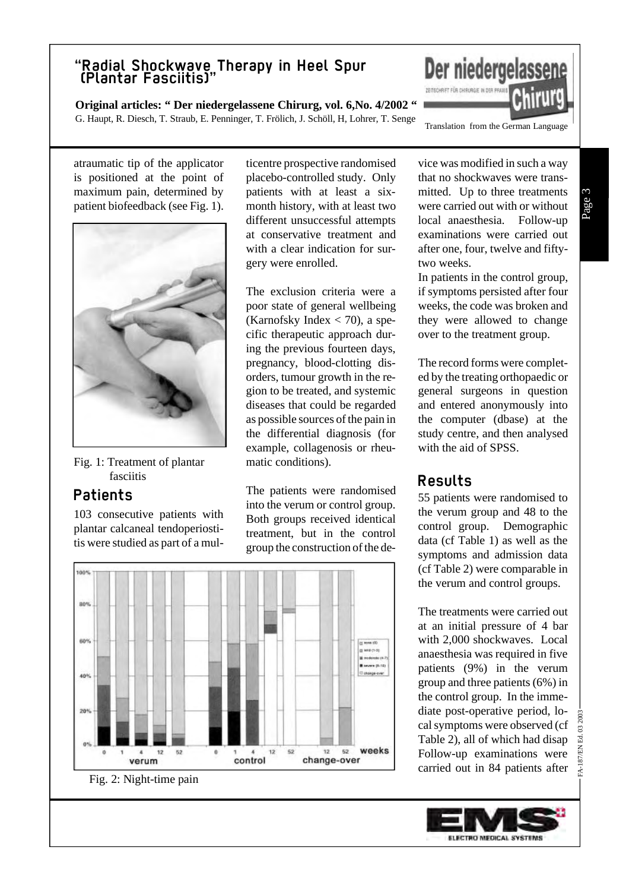atraumatic tip of the applicator is positioned at the point of maximum pain, determined by patient biofeedback (see Fig. 1).

Fig. 1: Treatment of plantar fasciitis

## Patients

103 consecutive patients with plantar calcaneal tendoperiostitis were studied as part of a multicentre prospective randomised placebo-controlled study. Only patients with at least a six-month history, with at least two different unsuccessful attempts at conservative treatment and with a clear indication for surgery were enrolled.

The exclusion criteria were a poor state of general wellbeing (Karnofsky Index < 70), a specific therapeutic approach during the previous fourteen days, pregnancy, blood-clotting disorders, tumour growth in the region to be treated, and systemic diseases that could be regarded as possible sources of the pain in the differential diagnosis (for example, collagenosis or rheumatic conditions).

The patients were randomised into the verum or control group. Both groups received identical treatment, but in the control group the construction of the device was modified in such a way that no shockwaves were transmitted. Up to three treatments were carried out with or without local anaesthesia. Follow-up examinations were carried out after one, four, twelve and fifty-two weeks.

In patients in the control group, if symptoms persisted after four weeks, the code was broken and they were allowed to change over to the treatment group.

The record forms were completed by the treating orthopaedic or general surgeons in question and entered anonymously into the computer (dbase) at the study centre, and then analysed with the aid of SPSS.

Fig. 2: Night-time pain

## Results

55 patients were randomised to the verum group and 48 to the control group. Demographic data (cf Table 1) as well as the symptoms and admission data (cf Table 2) were comparable in the verum and control groups.

The treatments were carried out at an initial pressure of 4 bar with 2,000 shockwaves. Local anaesthesia was required in five patients (9%) in the verum group and three patients (6%) in the control group. In the immediate post-operative period, local symptoms were observed (cf Table 2), all of which had disap Follow-up examinations were carried out in 84 patients after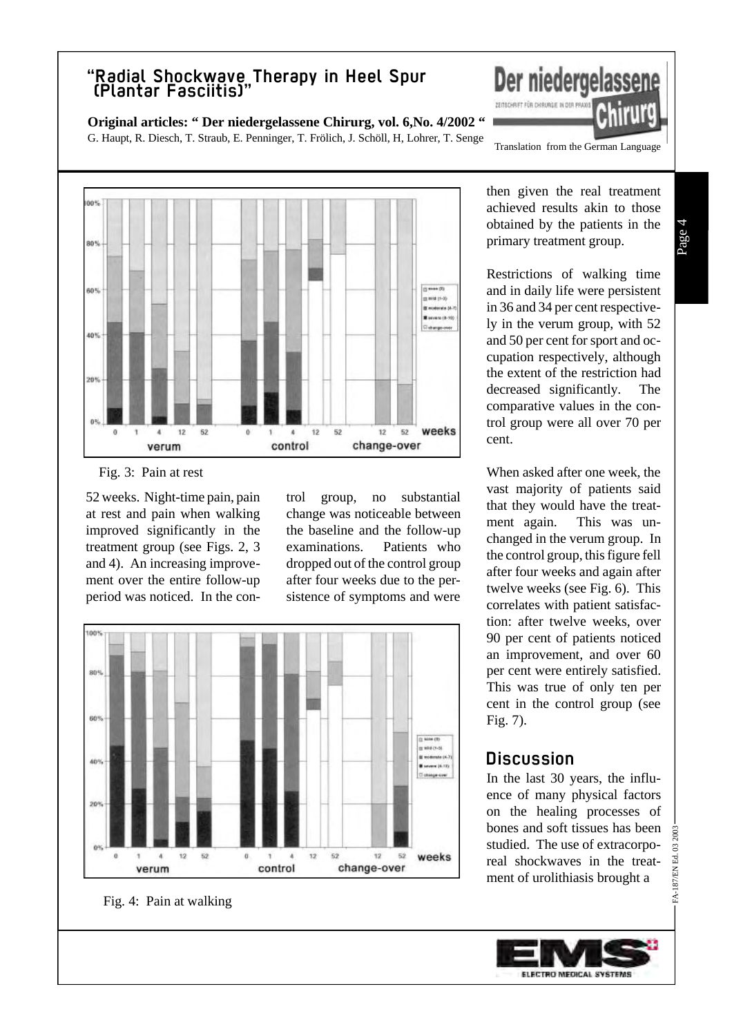Fig. 3: Pain at rest

52 weeks. Night-time pain, pain at rest and pain when walking improved significantly in the treatment group (see Figs. 2, 3 and 4). An increasing improvement over the entire follow-up period was noticed. In the control group, no substantial change was noticeable between the baseline and the follow-up examinations. Patients who dropped out of the control group after four weeks due to the persistence of symptoms and were then given the real treatment achieved results akin to those obtained by the patients in the primary treatment group.

Fig. 4: Pain at walking

Restrictions of walking time and in daily life were persistent in 36 and 34 per cent respectively in the verum group, with 52 and 50 per cent for sport and occupation respectively, although the extent of the restriction had decreased significantly. The comparative values in the control group were all over 70 per cent.

When asked after one week, the vast majority of patients said that they would have the treatment again. This was unchanged in the verum group. In the control group, this figure fell after four weeks and again after twelve weeks (see Fig. 6). This correlates with patient satisfaction: after twelve weeks, over 90 per cent of patients noticed an improvement, and over 60 per cent were entirely satisfied. This was true of only ten per cent in the control group (see Fig. 7).

## Discussion

In the last 30 years, the influence of many physical factors on the healing processes of bones and soft tissues has been studied. The use of extracorporeal shockwaves in the treatment of urolithiasis brought a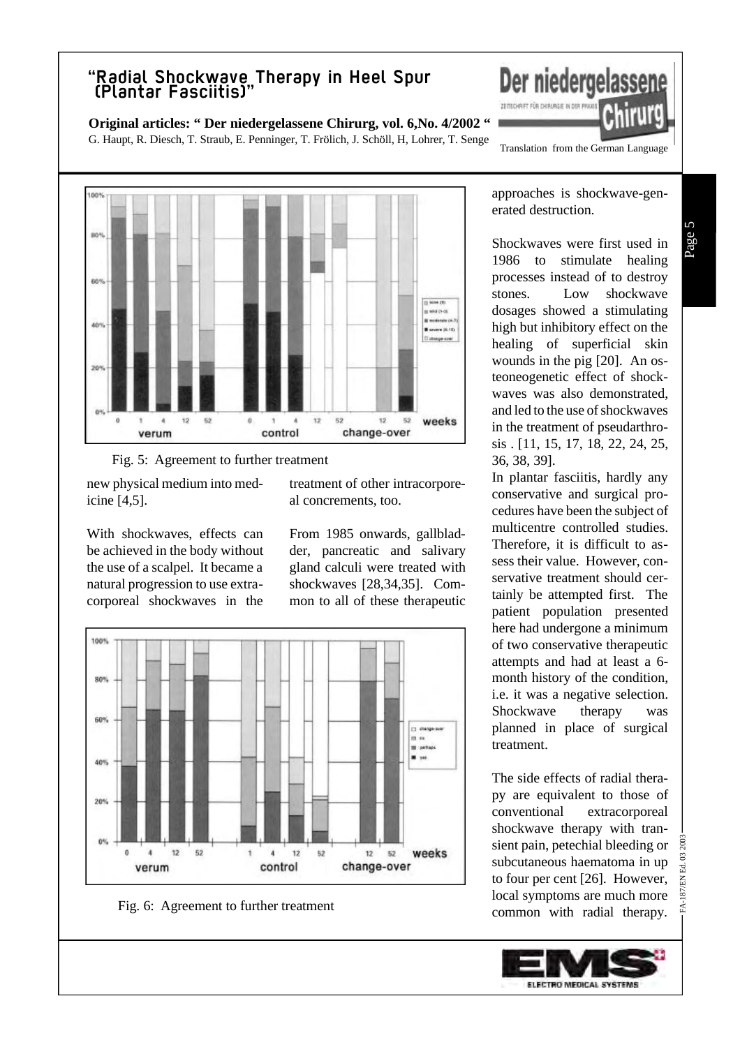Fig. 5: Agreement to further treatment

new physical medium into medicine [4,5].

With shockwaves, effects can be achieved in the body without the use of a scalpel. It became a natural progression to use extracorporeal shockwaves in the treatment of other intracorporeal concrements, too.

From 1985 onwards, gallbladder, pancreatic and salivary gland calculi were treated with shockwaves [28,34,35]. Common to all of these therapeutic approaches is shockwave-generated destruction.

Fig. 6: Agreement to further treatment

Shockwaves were first used in 1986 to stimulate healing processes instead of to destroy stones. Low shockwave dosages showed a stimulating high but inhibitory effect on the healing of superficial skin wounds in the pig [20]. An osteoneogenetic effect of shockwaves was also demonstrated, and led to the use of shockwaves in the treatment of pseudarthrosis . [11, 15, 17, 18, 22, 24, 25, 36, 38, 39].

In plantar fasciitis, hardly any conservative and surgical procedures have been the subject of multicentre controlled studies. Therefore, it is difficult to assess their value. However, conservative treatment should certainly be attempted first. The patient population presented here had undergone a minimum of two conservative therapeutic attempts and had at least a 6-month history of the condition, i.e. it was a negative selection. Shockwave therapy was planned in place of surgical treatment.

The side effects of radial therapy are equivalent to those of conventional extracorporeal shockwave therapy with transient pain, petechial bleeding or subcutaneous haematoma in up to four per cent [26]. However, local symptoms are much more common with radial therapy.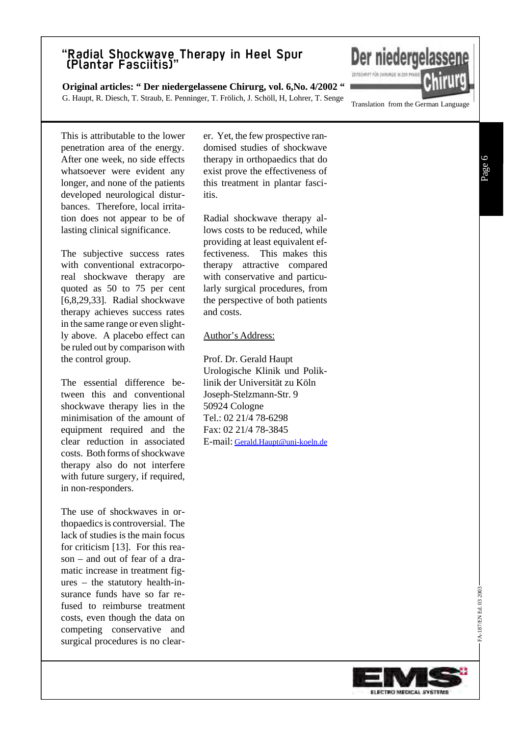This is attributable to the lower penetration area of the energy. After one week, no side effects whatsoever were evident any longer, and none of the patients developed neurological disturbances. Therefore, local irritation does not appear to be of lasting clinical significance.

The subjective success rates with conventional extracorporeal shockwave therapy are quoted as 50 to 75 per cent [6,8,29,33]. Radial shockwave therapy achieves success rates in the same range or even slightly above. A placebo effect can be ruled out by comparison with the control group.

The essential difference between this and conventional shockwave therapy lies in the minimisation of the amount of equipment required and the clear reduction in associated costs. Both forms of shockwave therapy also do not interfere with future surgery, if required, in non-responders.

The use of shockwaves in orthopaedics is controversial. The lack of studies is the main focus for criticism [13]. For this reason – and out of fear of a dramatic increase in treatment figures – the statutory health-insurance funds have so far refused to reimburse treatment costs, even though the data on competing conservative and surgical procedures is no clearer. Yet, the few prospective randomised studies of shockwave therapy in orthopaedics that do exist prove the effectiveness of this treatment in plantar fasciitis.

Radial shockwave therapy allows costs to be reduced, while providing at least equivalent effectiveness. This makes this therapy attractive compared with conservative and particularly surgical procedures, from the perspective of both patients and costs.

Author's Address:

Prof. Dr. Gerald Haupt
Urologische Klinik und Poliklinik der Universität zu Köln
Joseph-Stelzmann-Str. 9
50924 Cologne
Tel.: 02 21/4 78-6298
Fax: 02 21/4 78-3845
E-mail: Gerald.Haupt@uni-koeln.de